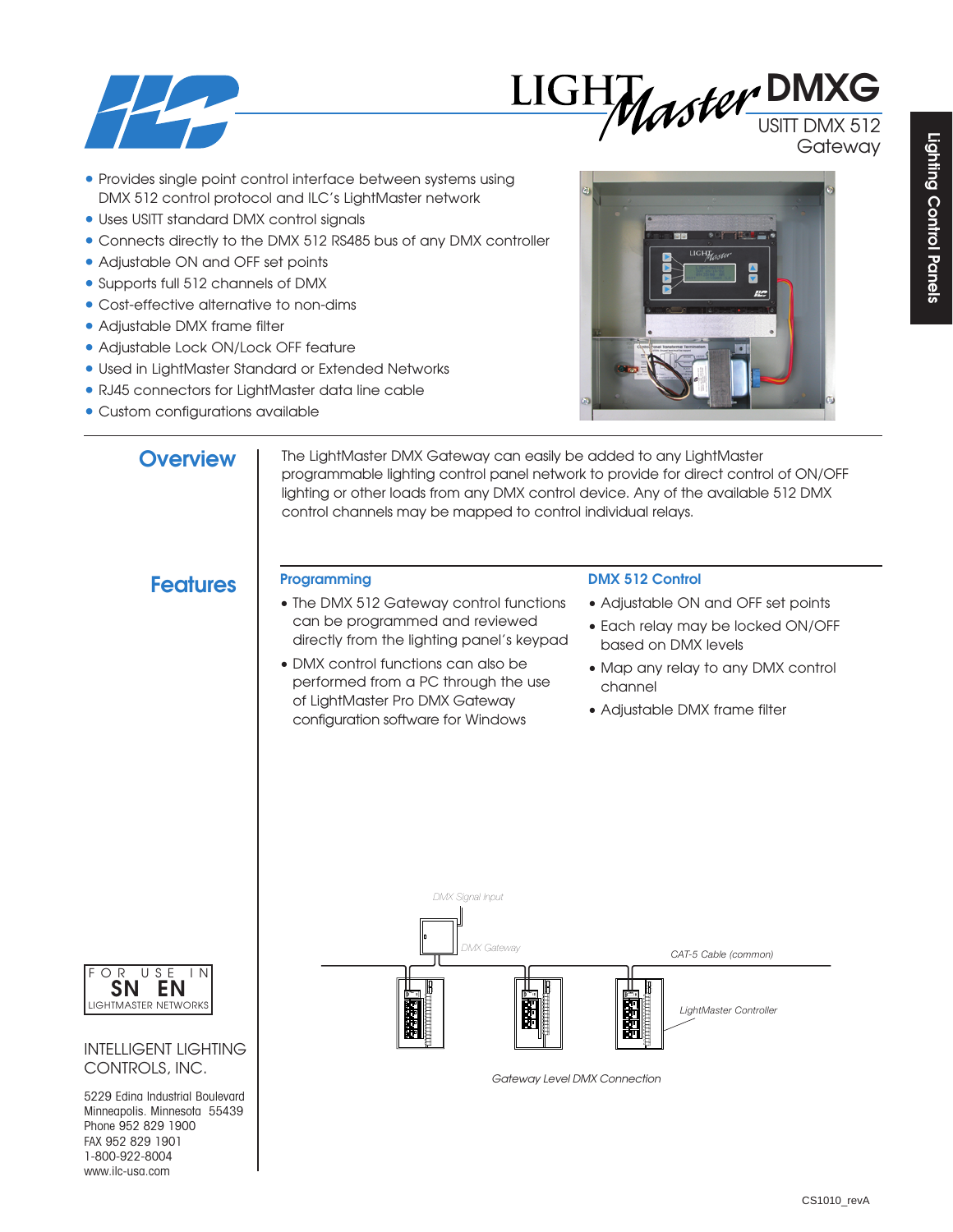# LIGHTMaster DMXG

USITT DMX 512 Gateway

Lighting Control Panels

- Provides single point control interface between systems using DMX 512 control protocol and ILC's LightMaster network
- Uses USITT standard DMX control signals
- Connects directly to the DMX 512 RS485 bus of any DMX controller
- Adjustable ON and OFF set points
- Supports full 512 channels of DMX
- Cost-effective alternative to non-dims
- Adjustable DMX frame filter
- Adjustable Lock ON/Lock OFF feature
- Used in LightMaster Standard or Extended Networks
- RJ45 connectors for LightMaster data line cable
- Custom configurations available

## Overview

The LightMaster DMX Gateway can easily be added to any LightMaster programmable lighting control panel network to provide for direct control of ON/OFF lighting or other loads from any DMX control device. Any of the available 512 DMX control channels may be mapped to control individual relays.

## Features

### Programming

- The DMX 512 Gateway control functions can be programmed and reviewed directly from the lighting panel's keypad
- DMX control functions can also be performed from a PC through the use of LightMaster Pro DMX Gateway configuration software for Windows

### DMX 512 Control

- Adjustable ON and OFF set points
- Each relay may be locked ON/OFF based on DMX levels
- Map any relay to any DMX control channel
- Adjustable DMX frame filter

DMX Signal Input

DMX Gateway

CAT-5 Cable (common)

LightMaster Controller

*Gateway Level DMX Connection*

FOR USE IN SN EN LIGHTMASTER NETWORKS

INTELLIGENT LIGHTING CONTROLS, INC.

5229 Edina Industrial Boulevard
Minneapolis, Minnesota 55439
Phone 952 829 1900
FAX 952 829 1901
1-800-922-8004
www.ilc-usa.com

CS1010_revA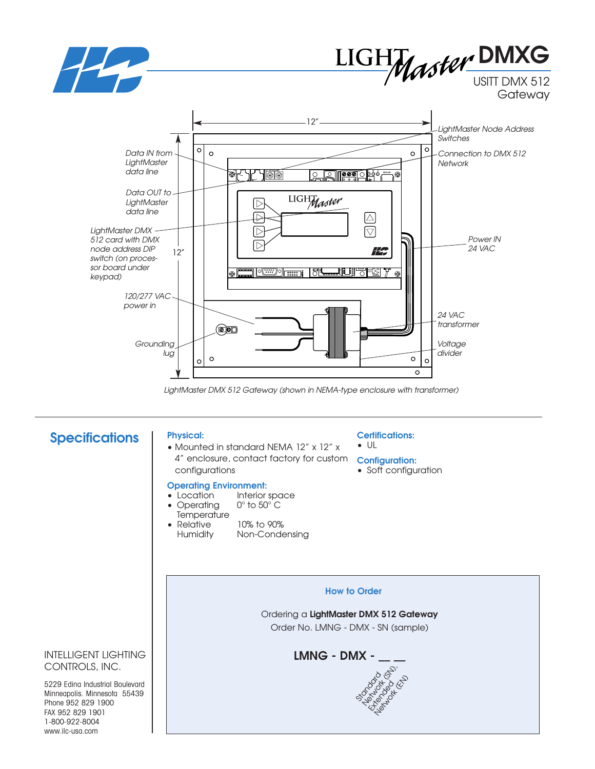# LIGHTMaster DMXG

USITT DMX 512
Gateway

12″

LightMaster Node Address Switches

Data IN from LightMaster data line

Connection to DMX 512 Network

Data OUT to LightMaster data line

LightMaster DMX 512 card with DMX node address DIP switch (on processor board under keypad)

12″

Power IN 24 VAC

120/277 VAC power in

24 VAC transformer

Grounding lug

Voltage divider

*LightMaster DMX 512 Gateway (shown in NEMA-type enclosure with transformer)*

## Specifications

### Physical:

- Mounted in standard NEMA 12″ x 12″ x 4″ enclosure, contact factory for custom configurations

### Operating Environment:

| | |
|---|---|
| • Location | Interior space |
| • Operating Temperature | 0° to 50° C |
| • Relative Humidity | 10% to 90% Non-Condensing |

### Certifications:

- UL

### Configuration:

- Soft configuration

### How to Order

Ordering a **LightMaster DMX 512 Gateway**

Order No. LMNG - DMX - SN (sample)

**LMNG - DMX - __ __**

Standard Network (SN), Extended Network (EN)

INTELLIGENT LIGHTING CONTROLS, INC.

5229 Edina Industrial Boulevard
Minneapolis, Minnesota 55439
Phone 952 829 1900
FAX 952 829 1901
1-800-922-8004
www.ilc-usa.com